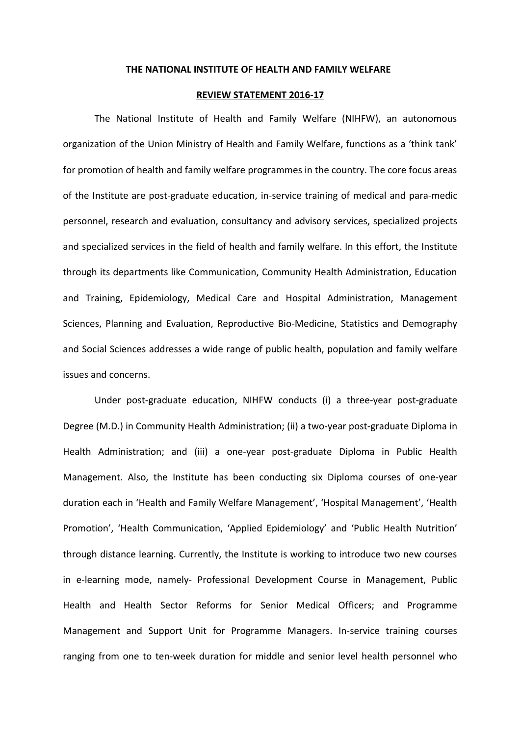**THE NATIONAL INSTITUTE OF HEALTH AND FAMILY WELFARE**

**REVIEW STATEMENT 2016-17**

The National Institute of Health and Family Welfare (NIHFW), an autonomous organization of the Union Ministry of Health and Family Welfare, functions as a 'think tank' for promotion of health and family welfare programmes in the country. The core focus areas of the Institute are post-graduate education, in-service training of medical and para-medic personnel, research and evaluation, consultancy and advisory services, specialized projects and specialized services in the field of health and family welfare. In this effort, the Institute through its departments like Communication, Community Health Administration, Education and Training, Epidemiology, Medical Care and Hospital Administration, Management Sciences, Planning and Evaluation, Reproductive Bio-Medicine, Statistics and Demography and Social Sciences addresses a wide range of public health, population and family welfare issues and concerns.

Under post-graduate education, NIHFW conducts (i) a three-year post-graduate Degree (M.D.) in Community Health Administration; (ii) a two-year post-graduate Diploma in Health Administration; and (iii) a one-year post-graduate Diploma in Public Health Management. Also, the Institute has been conducting six Diploma courses of one-year duration each in 'Health and Family Welfare Management', 'Hospital Management', 'Health Promotion', 'Health Communication, 'Applied Epidemiology' and 'Public Health Nutrition' through distance learning. Currently, the Institute is working to introduce two new courses in e-learning mode, namely- Professional Development Course in Management, Public Health and Health Sector Reforms for Senior Medical Officers; and Programme Management and Support Unit for Programme Managers. In-service training courses ranging from one to ten-week duration for middle and senior level health personnel who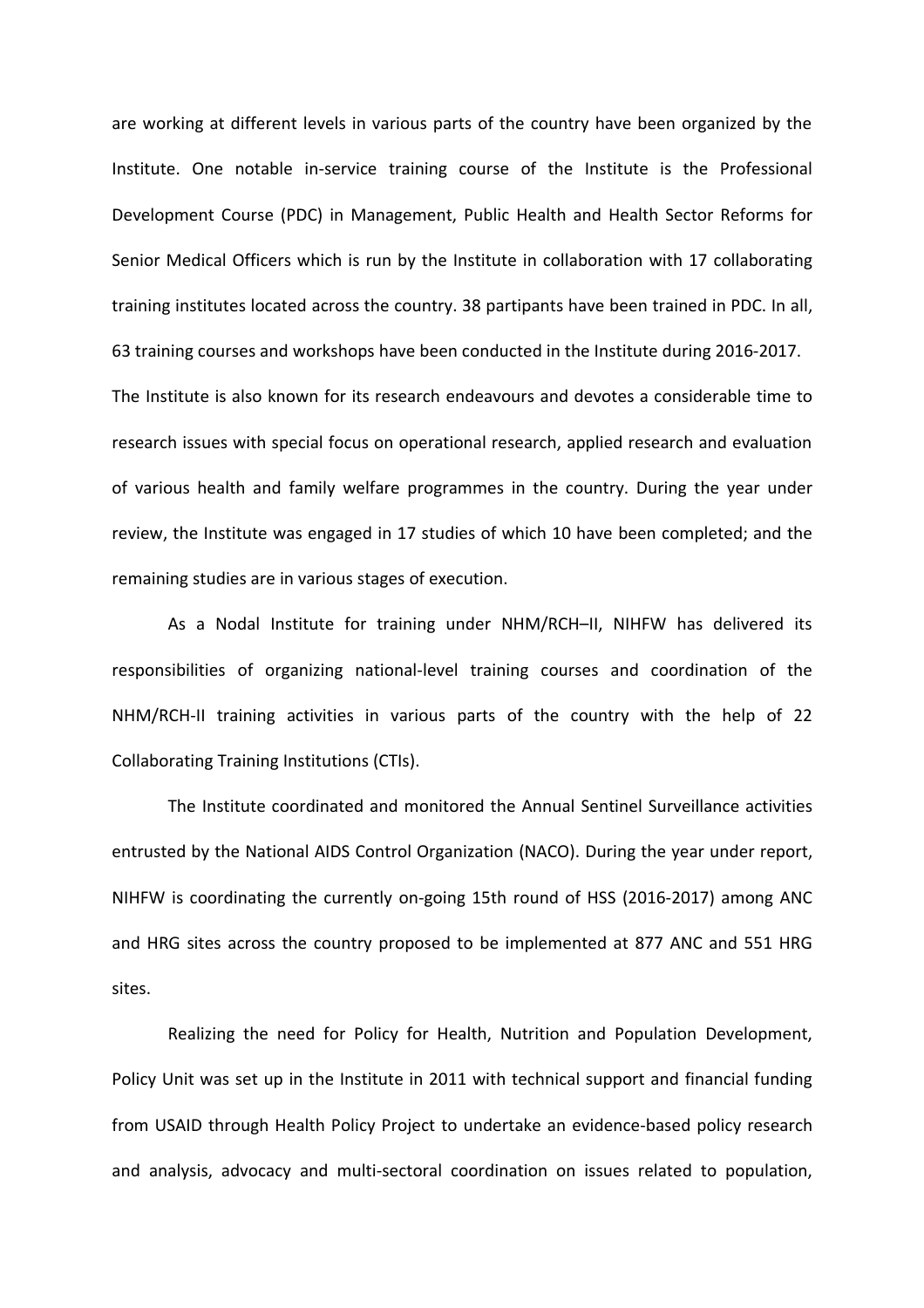are working at different levels in various parts of the country have been organized by the Institute. One notable in-service training course of the Institute is the Professional Development Course (PDC) in Management, Public Health and Health Sector Reforms for Senior Medical Officers which is run by the Institute in collaboration with 17 collaborating training institutes located across the country. 38 partipants have been trained in PDC. In all, 63 training courses and workshops have been conducted in the Institute during 2016-2017.

The Institute is also known for its research endeavours and devotes a considerable time to research issues with special focus on operational research, applied research and evaluation of various health and family welfare programmes in the country. During the year under review, the Institute was engaged in 17 studies of which 10 have been completed; and the remaining studies are in various stages of execution.

As a Nodal Institute for training under NHM/RCH–II, NIHFW has delivered its responsibilities of organizing national-level training courses and coordination of the NHM/RCH-II training activities in various parts of the country with the help of 22 Collaborating Training Institutions (CTIs).

The Institute coordinated and monitored the Annual Sentinel Surveillance activities entrusted by the National AIDS Control Organization (NACO). During the year under report, NIHFW is coordinating the currently on-going 15th round of HSS (2016-2017) among ANC and HRG sites across the country proposed to be implemented at 877 ANC and 551 HRG sites.

Realizing the need for Policy for Health, Nutrition and Population Development, Policy Unit was set up in the Institute in 2011 with technical support and financial funding from USAID through Health Policy Project to undertake an evidence-based policy research and analysis, advocacy and multi-sectoral coordination on issues related to population,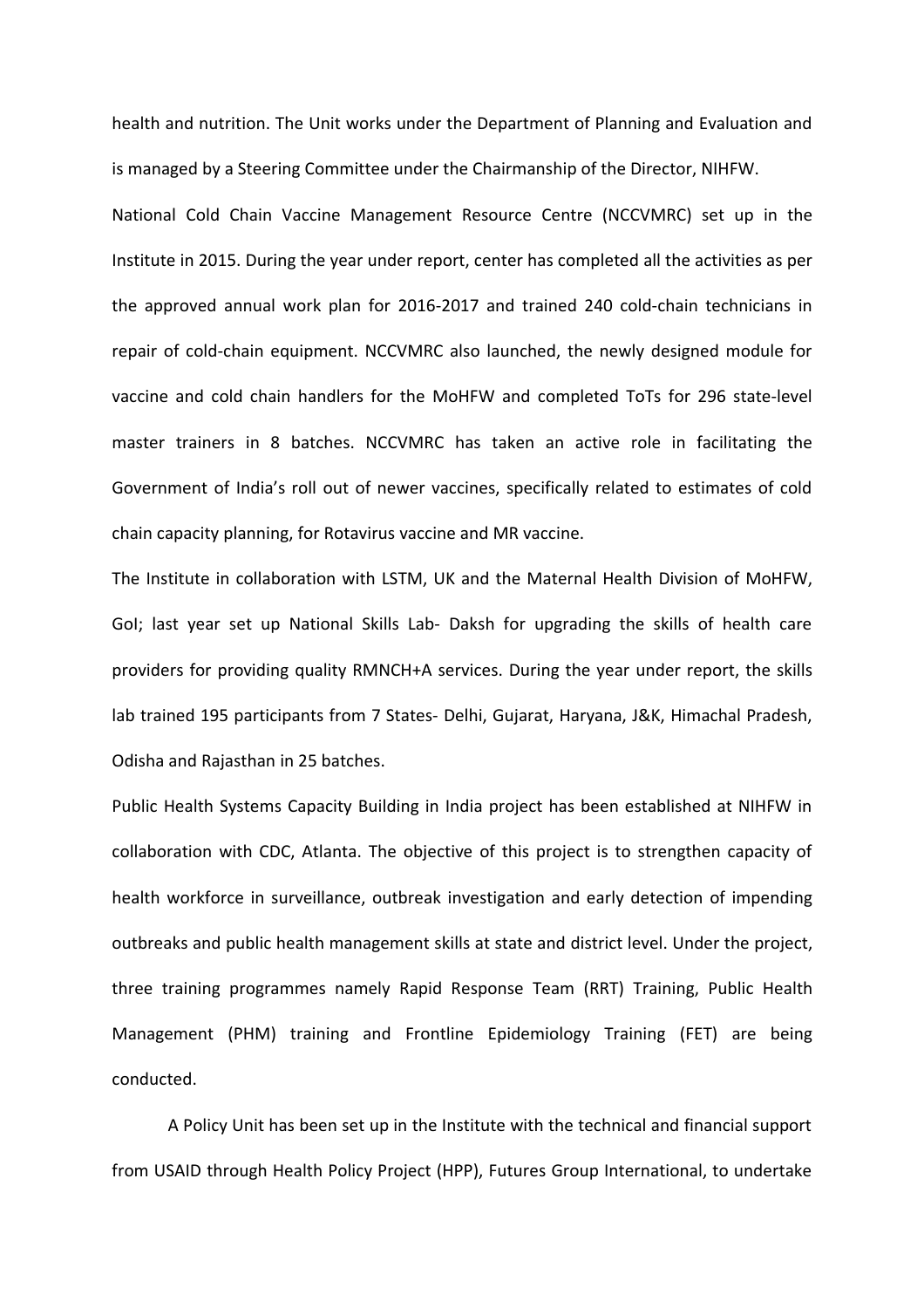health and nutrition. The Unit works under the Department of Planning and Evaluation and is managed by a Steering Committee under the Chairmanship of the Director, NIHFW.

National Cold Chain Vaccine Management Resource Centre (NCCVMRC) set up in the Institute in 2015. During the year under report, center has completed all the activities as per the approved annual work plan for 2016-2017 and trained 240 cold-chain technicians in repair of cold-chain equipment. NCCVMRC also launched, the newly designed module for vaccine and cold chain handlers for the MoHFW and completed ToTs for 296 state-level master trainers in 8 batches. NCCVMRC has taken an active role in facilitating the Government of India's roll out of newer vaccines, specifically related to estimates of cold chain capacity planning, for Rotavirus vaccine and MR vaccine.

The Institute in collaboration with LSTM, UK and the Maternal Health Division of MoHFW, GoI; last year set up National Skills Lab- Daksh for upgrading the skills of health care providers for providing quality RMNCH+A services. During the year under report, the skills lab trained 195 participants from 7 States- Delhi, Gujarat, Haryana, J&K, Himachal Pradesh, Odisha and Rajasthan in 25 batches.

Public Health Systems Capacity Building in India project has been established at NIHFW in collaboration with CDC, Atlanta. The objective of this project is to strengthen capacity of health workforce in surveillance, outbreak investigation and early detection of impending outbreaks and public health management skills at state and district level. Under the project, three training programmes namely Rapid Response Team (RRT) Training, Public Health Management (PHM) training and Frontline Epidemiology Training (FET) are being conducted.

A Policy Unit has been set up in the Institute with the technical and financial support from USAID through Health Policy Project (HPP), Futures Group International, to undertake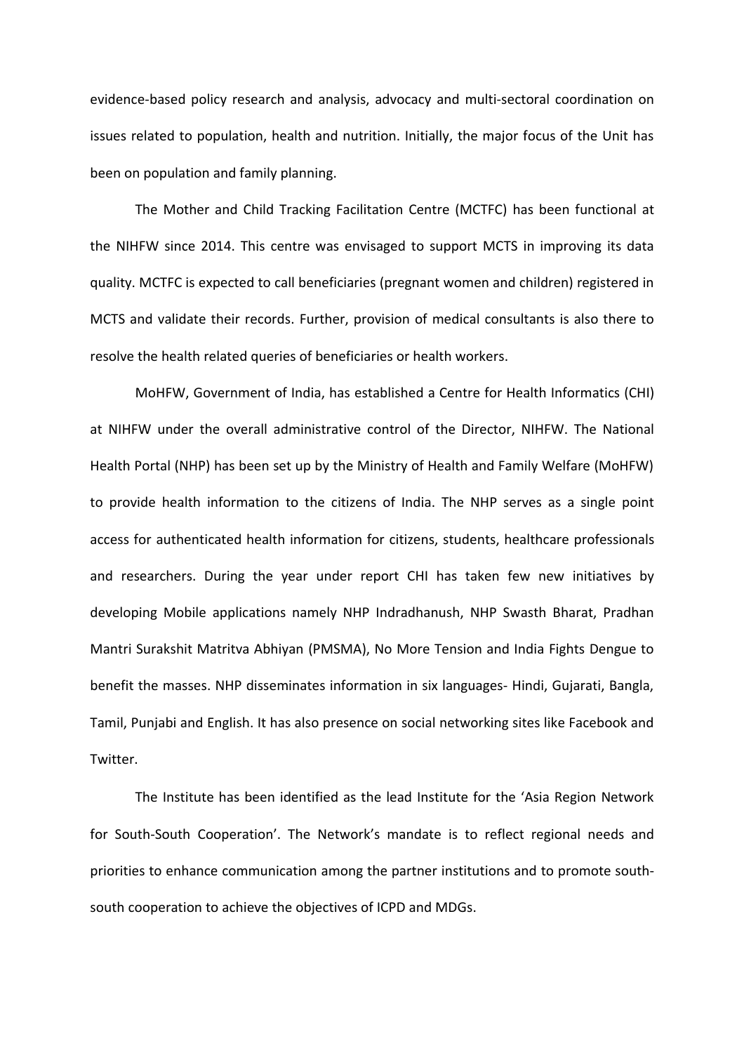evidence-based policy research and analysis, advocacy and multi-sectoral coordination on issues related to population, health and nutrition. Initially, the major focus of the Unit has been on population and family planning.

The Mother and Child Tracking Facilitation Centre (MCTFC) has been functional at the NIHFW since 2014. This centre was envisaged to support MCTS in improving its data quality. MCTFC is expected to call beneficiaries (pregnant women and children) registered in MCTS and validate their records. Further, provision of medical consultants is also there to resolve the health related queries of beneficiaries or health workers.

MoHFW, Government of India, has established a Centre for Health Informatics (CHI) at NIHFW under the overall administrative control of the Director, NIHFW. The National Health Portal (NHP) has been set up by the Ministry of Health and Family Welfare (MoHFW) to provide health information to the citizens of India. The NHP serves as a single point access for authenticated health information for citizens, students, healthcare professionals and researchers. During the year under report CHI has taken few new initiatives by developing Mobile applications namely NHP Indradhanush, NHP Swasth Bharat, Pradhan Mantri Surakshit Matritva Abhiyan (PMSMA), No More Tension and India Fights Dengue to benefit the masses. NHP disseminates information in six languages- Hindi, Gujarati, Bangla, Tamil, Punjabi and English. It has also presence on social networking sites like Facebook and Twitter.

The Institute has been identified as the lead Institute for the 'Asia Region Network for South-South Cooperation'. The Network's mandate is to reflect regional needs and priorities to enhance communication among the partner institutions and to promote south-south cooperation to achieve the objectives of ICPD and MDGs.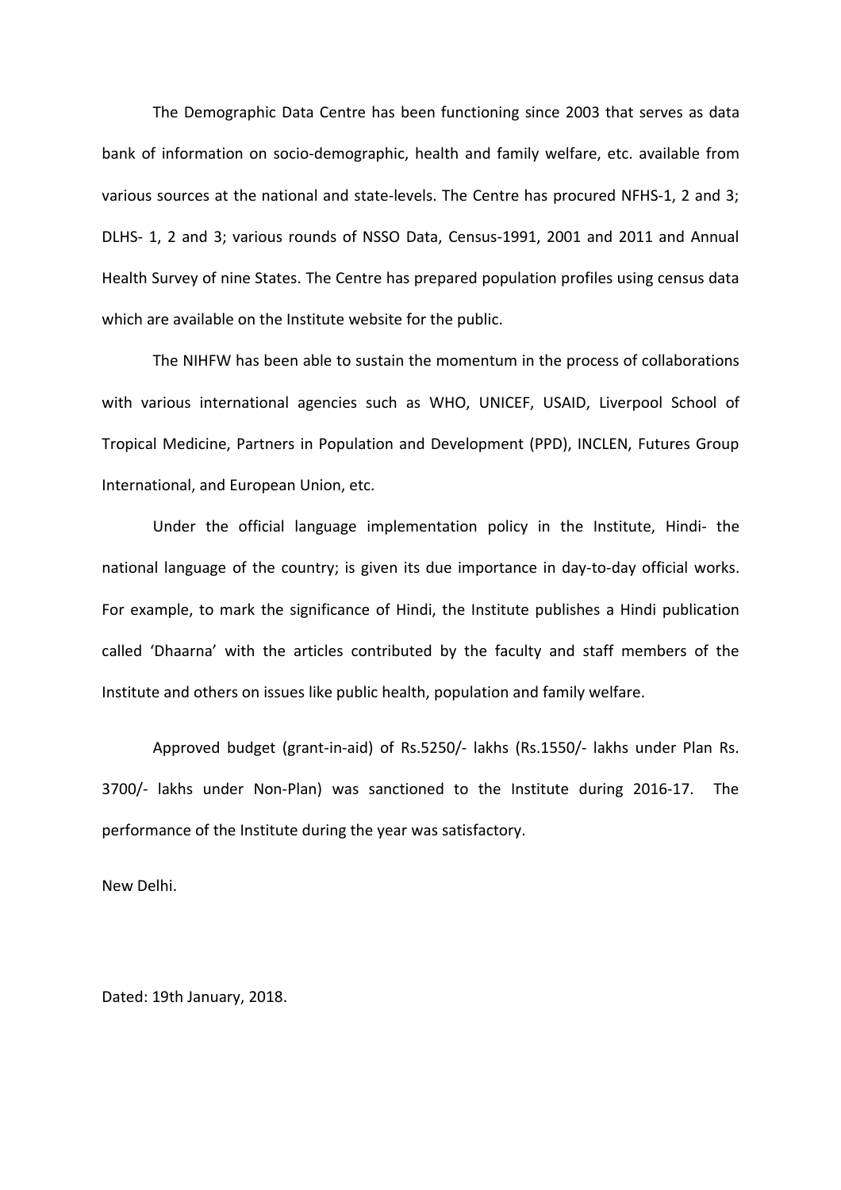The Demographic Data Centre has been functioning since 2003 that serves as data bank of information on socio-demographic, health and family welfare, etc. available from various sources at the national and state-levels. The Centre has procured NFHS-1, 2 and 3; DLHS- 1, 2 and 3; various rounds of NSSO Data, Census-1991, 2001 and 2011 and Annual Health Survey of nine States. The Centre has prepared population profiles using census data which are available on the Institute website for the public.

The NIHFW has been able to sustain the momentum in the process of collaborations with various international agencies such as WHO, UNICEF, USAID, Liverpool School of Tropical Medicine, Partners in Population and Development (PPD), INCLEN, Futures Group International, and European Union, etc.

Under the official language implementation policy in the Institute, Hindi- the national language of the country; is given its due importance in day-to-day official works. For example, to mark the significance of Hindi, the Institute publishes a Hindi publication called 'Dhaarna' with the articles contributed by the faculty and staff members of the Institute and others on issues like public health, population and family welfare.

Approved budget (grant-in-aid) of Rs.5250/- lakhs (Rs.1550/- lakhs under Plan Rs. 3700/- lakhs under Non-Plan) was sanctioned to the Institute during 2016-17. The performance of the Institute during the year was satisfactory.

New Delhi.

Dated: 19th January, 2018.